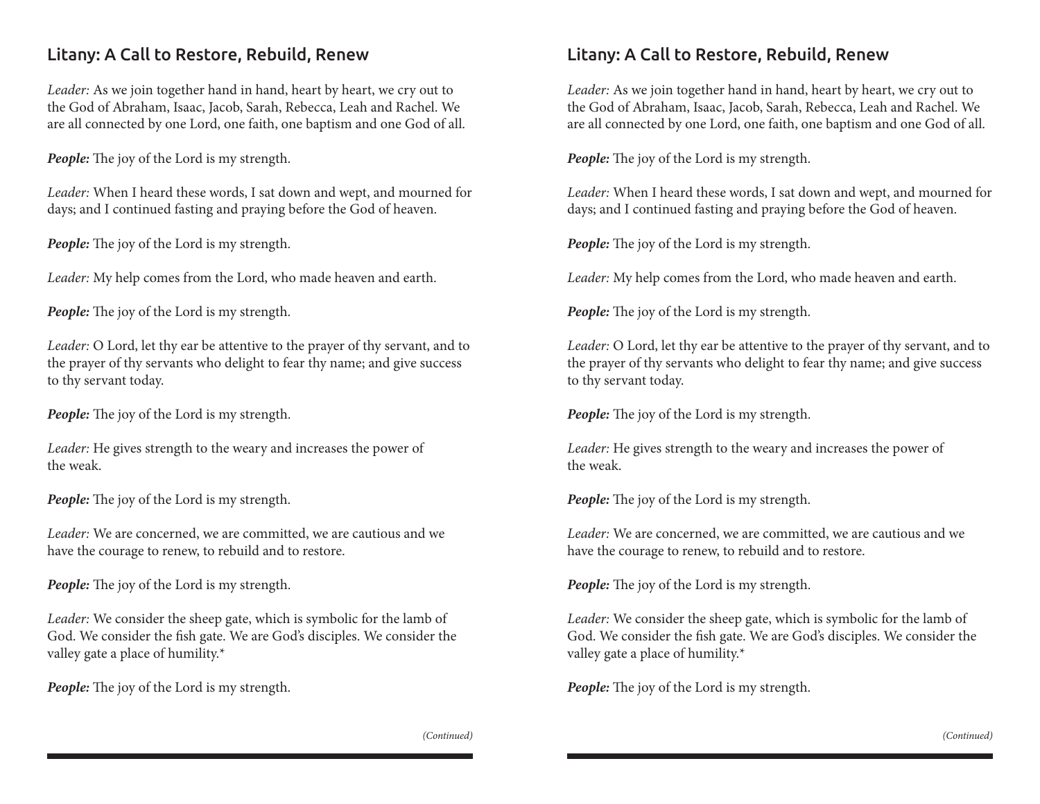## Litany: A Call to Restore, Rebuild, Renew

*Leader:* As we join together hand in hand, heart by heart, we cry out to the God of Abraham, Isaac, Jacob, Sarah, Rebecca, Leah and Rachel. We are all connected by one Lord, one faith, one baptism and one God of all.

***People:*** The joy of the Lord is my strength.

*Leader:* When I heard these words, I sat down and wept, and mourned for days; and I continued fasting and praying before the God of heaven.

***People:*** The joy of the Lord is my strength.

*Leader:* My help comes from the Lord, who made heaven and earth.

***People:*** The joy of the Lord is my strength.

*Leader:* O Lord, let thy ear be attentive to the prayer of thy servant, and to the prayer of thy servants who delight to fear thy name; and give success to thy servant today.

***People:*** The joy of the Lord is my strength.

*Leader:* He gives strength to the weary and increases the power of the weak.

***People:*** The joy of the Lord is my strength.

*Leader:* We are concerned, we are committed, we are cautious and we have the courage to renew, to rebuild and to restore.

***People:*** The joy of the Lord is my strength.

*Leader:* We consider the sheep gate, which is symbolic for the lamb of God. We consider the fish gate. We are God's disciples. We consider the valley gate a place of humility.*

***People:*** The joy of the Lord is my strength.

*(Continued)*

## Litany: A Call to Restore, Rebuild, Renew

*Leader:* As we join together hand in hand, heart by heart, we cry out to the God of Abraham, Isaac, Jacob, Sarah, Rebecca, Leah and Rachel. We are all connected by one Lord, one faith, one baptism and one God of all.

***People:*** The joy of the Lord is my strength.

*Leader:* When I heard these words, I sat down and wept, and mourned for days; and I continued fasting and praying before the God of heaven.

***People:*** The joy of the Lord is my strength.

*Leader:* My help comes from the Lord, who made heaven and earth.

***People:*** The joy of the Lord is my strength.

*Leader:* O Lord, let thy ear be attentive to the prayer of thy servant, and to the prayer of thy servants who delight to fear thy name; and give success to thy servant today.

***People:*** The joy of the Lord is my strength.

*Leader:* He gives strength to the weary and increases the power of the weak.

***People:*** The joy of the Lord is my strength.

*Leader:* We are concerned, we are committed, we are cautious and we have the courage to renew, to rebuild and to restore.

***People:*** The joy of the Lord is my strength.

*Leader:* We consider the sheep gate, which is symbolic for the lamb of God. We consider the fish gate. We are God's disciples. We consider the valley gate a place of humility.*

***People:*** The joy of the Lord is my strength.

*(Continued)*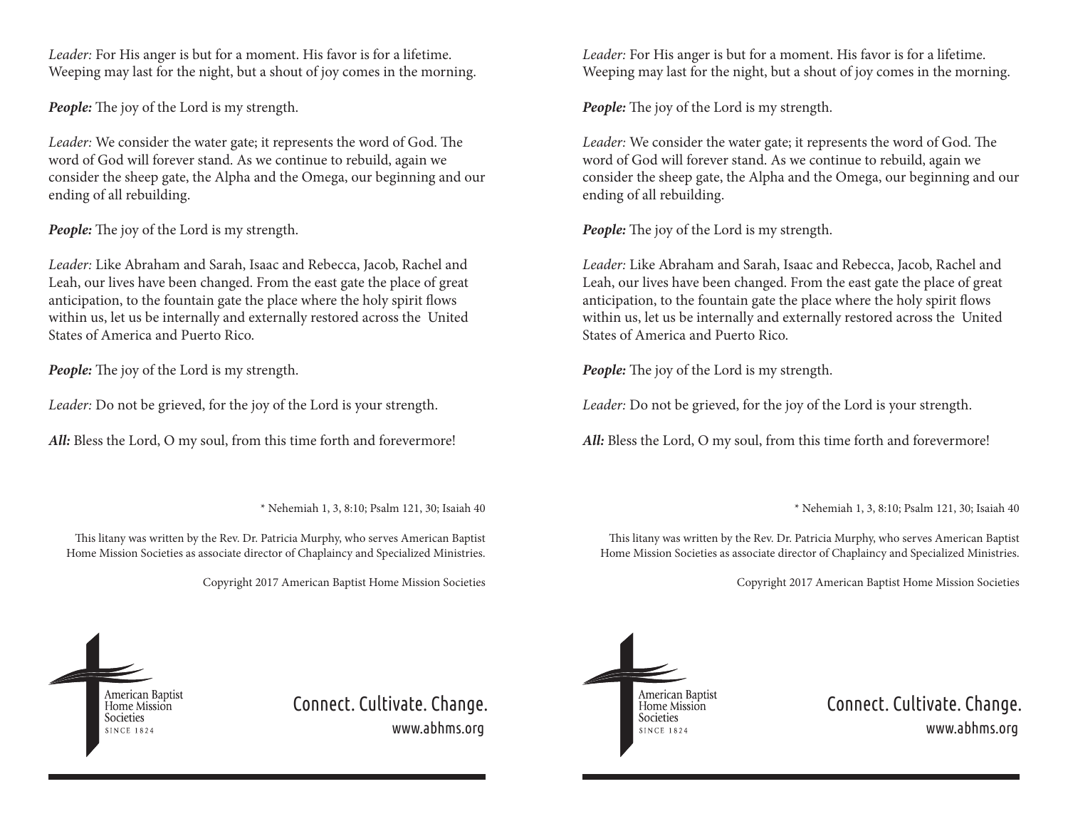*Leader:* For His anger is but for a moment. His favor is for a lifetime. Weeping may last for the night, but a shout of joy comes in the morning.

***People:*** The joy of the Lord is my strength.

*Leader:* We consider the water gate; it represents the word of God. The word of God will forever stand. As we continue to rebuild, again we consider the sheep gate, the Alpha and the Omega, our beginning and our ending of all rebuilding.

***People:*** The joy of the Lord is my strength.

*Leader:* Like Abraham and Sarah, Isaac and Rebecca, Jacob, Rachel and Leah, our lives have been changed. From the east gate the place of great anticipation, to the fountain gate the place where the holy spirit flows within us, let us be internally and externally restored across the United States of America and Puerto Rico.

***People:*** The joy of the Lord is my strength.

*Leader:* Do not be grieved, for the joy of the Lord is your strength.

***All:*** Bless the Lord, O my soul, from this time forth and forevermore!

* Nehemiah 1, 3, 8:10; Psalm 121, 30; Isaiah 40

This litany was written by the Rev. Dr. Patricia Murphy, who serves American Baptist Home Mission Societies as associate director of Chaplaincy and Specialized Ministries.

Copyright 2017 American Baptist Home Mission Societies

American Baptist
Home Mission
Societies
SINCE 1824

Connect. Cultivate. Change.
www.abhms.org

*Leader:* For His anger is but for a moment. His favor is for a lifetime. Weeping may last for the night, but a shout of joy comes in the morning.

***People:*** The joy of the Lord is my strength.

*Leader:* We consider the water gate; it represents the word of God. The word of God will forever stand. As we continue to rebuild, again we consider the sheep gate, the Alpha and the Omega, our beginning and our ending of all rebuilding.

***People:*** The joy of the Lord is my strength.

*Leader:* Like Abraham and Sarah, Isaac and Rebecca, Jacob, Rachel and Leah, our lives have been changed. From the east gate the place of great anticipation, to the fountain gate the place where the holy spirit flows within us, let us be internally and externally restored across the United States of America and Puerto Rico.

***People:*** The joy of the Lord is my strength.

*Leader:* Do not be grieved, for the joy of the Lord is your strength.

***All:*** Bless the Lord, O my soul, from this time forth and forevermore!

* Nehemiah 1, 3, 8:10; Psalm 121, 30; Isaiah 40

This litany was written by the Rev. Dr. Patricia Murphy, who serves American Baptist Home Mission Societies as associate director of Chaplaincy and Specialized Ministries.

Copyright 2017 American Baptist Home Mission Societies

American Baptist
Home Mission
Societies
SINCE 1824

Connect. Cultivate. Change.
www.abhms.org